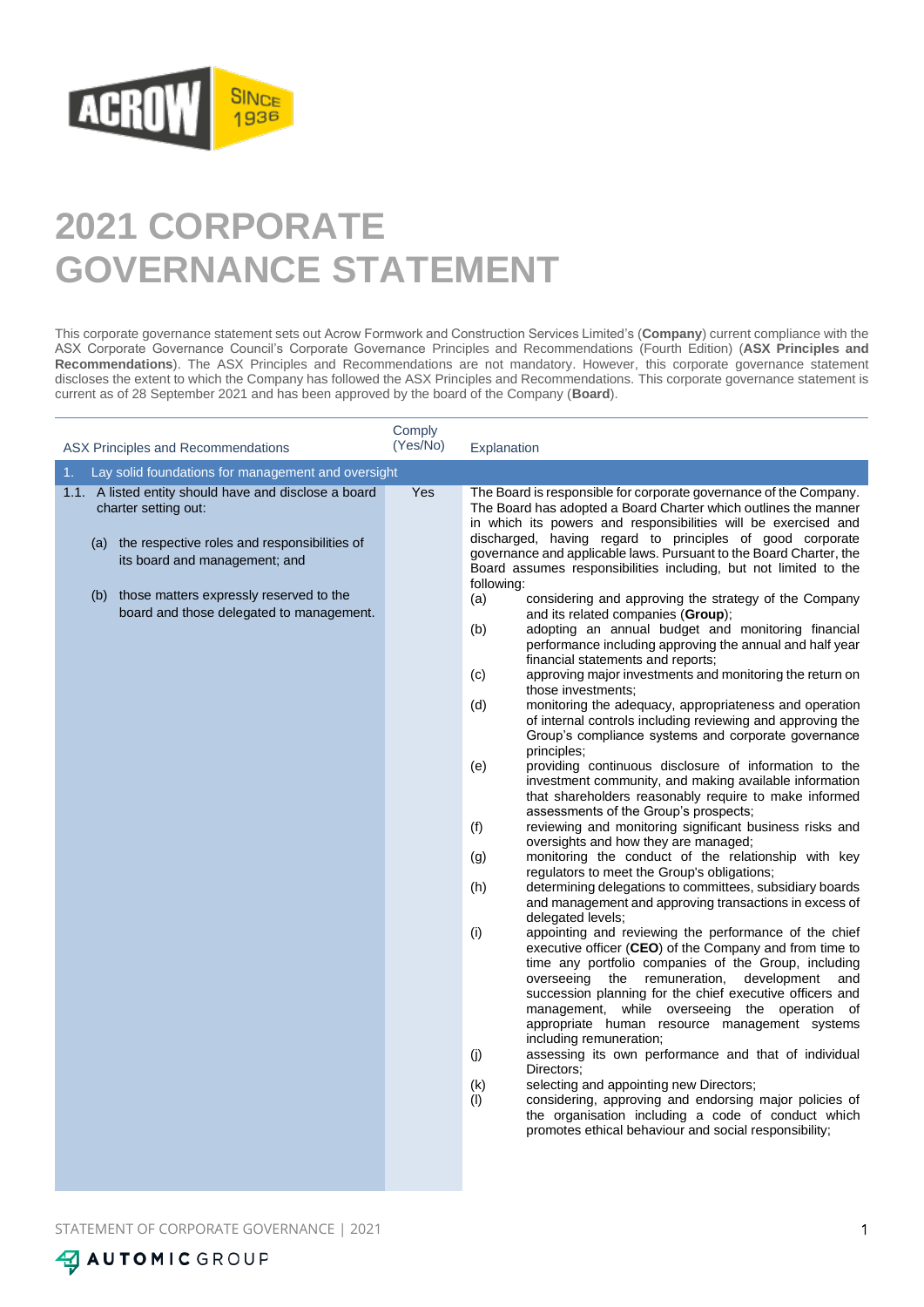# 2021 CORPORATE GOVERNANCE STATEMENT

This corporate governance statement sets out Acrow Formwork and Construction Services Limited's (**Company**) current compliance with the ASX Corporate Governance Council's Corporate Governance Principles and Recommendations (Fourth Edition) (**ASX Principles and Recommendations**). The ASX Principles and Recommendations are not mandatory. However, this corporate governance statement discloses the extent to which the Company has followed the ASX Principles and Recommendations. This corporate governance statement is current as of 28 September 2021 and has been approved by the board of the Company (**Board**).

| ASX Principles and Recommendations | Comply (Yes/No) | Explanation |
|---|---|---|
| 1. Lay solid foundations for management and oversight | | |
| 1.1. A listed entity should have and disclose a board charter setting out:<br>(a) the respective roles and responsibilities of its board and management; and<br>(b) those matters expressly reserved to the board and those delegated to management. | Yes | The Board is responsible for corporate governance of the Company. The Board has adopted a Board Charter which outlines the manner in which its powers and responsibilities will be exercised and discharged, having regard to principles of good corporate governance and applicable laws. Pursuant to the Board Charter, the Board assumes responsibilities including, but not limited to the following:<br>(a) considering and approving the strategy of the Company and its related companies (**Group**);<br>(b) adopting an annual budget and monitoring financial performance including approving the annual and half year financial statements and reports;<br>(c) approving major investments and monitoring the return on those investments;<br>(d) monitoring the adequacy, appropriateness and operation of internal controls including reviewing and approving the Group's compliance systems and corporate governance principles;<br>(e) providing continuous disclosure of information to the investment community, and making available information that shareholders reasonably require to make informed assessments of the Group's prospects;<br>(f) reviewing and monitoring significant business risks and oversights and how they are managed;<br>(g) monitoring the conduct of the relationship with key regulators to meet the Group's obligations;<br>(h) determining delegations to committees, subsidiary boards and management and approving transactions in excess of delegated levels;<br>(i) appointing and reviewing the performance of the chief executive officer (**CEO**) of the Company and from time to time any portfolio companies of the Group, including overseeing the remuneration, development and succession planning for the chief executive officers and management, while overseeing the operation of appropriate human resource management systems including remuneration;<br>(j) assessing its own performance and that of individual Directors;<br>(k) selecting and appointing new Directors;<br>(l) considering, approving and endorsing major policies of the organisation including a code of conduct which promotes ethical behaviour and social responsibility; |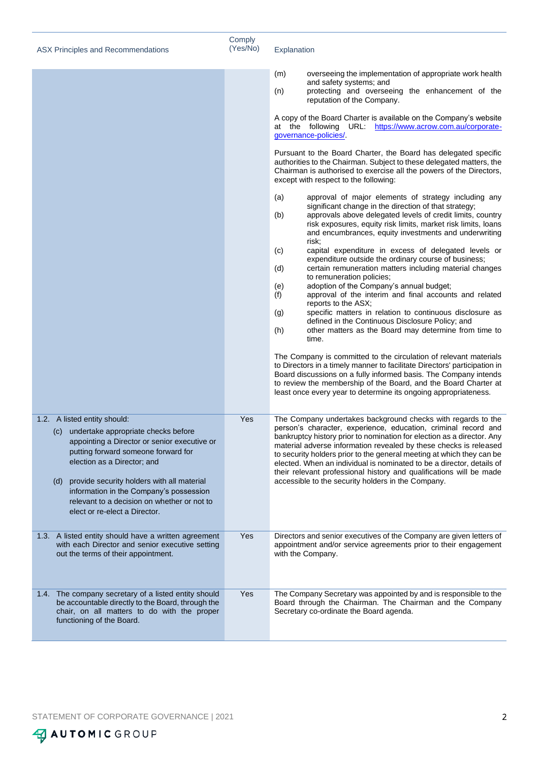| ASX Principles and Recommendations | Comply (Yes/No) | Explanation |
|---|---|---|
| | | (m) overseeing the implementation of appropriate work health and safety systems; and<br>(n) protecting and overseeing the enhancement of the reputation of the Company.<br><br>A copy of the Board Charter is available on the Company's website at the following URL: https://www.acrow.com.au/corporate-governance-policies/.<br><br>Pursuant to the Board Charter, the Board has delegated specific authorities to the Chairman. Subject to these delegated matters, the Chairman is authorised to exercise all the powers of the Directors, except with respect to the following:<br><br>(a) approval of major elements of strategy including any significant change in the direction of that strategy;<br>(b) approvals above delegated levels of credit limits, country risk exposures, equity risk limits, market risk limits, loans and encumbrances, equity investments and underwriting risk;<br>(c) capital expenditure in excess of delegated levels or expenditure outside the ordinary course of business;<br>(d) certain remuneration matters including material changes to remuneration policies;<br>(e) adoption of the Company's annual budget;<br>(f) approval of the interim and final accounts and related reports to the ASX;<br>(g) specific matters in relation to continuous disclosure as defined in the Continuous Disclosure Policy; and<br>(h) other matters as the Board may determine from time to time.<br><br>The Company is committed to the circulation of relevant materials to Directors in a timely manner to facilitate Directors' participation in Board discussions on a fully informed basis. The Company intends to review the membership of the Board, and the Board Charter at least once every year to determine its ongoing appropriateness. |
| 1.2. A listed entity should:<br>(c) undertake appropriate checks before appointing a Director or senior executive or putting forward someone forward for election as a Director; and<br>(d) provide security holders with all material information in the Company's possession relevant to a decision on whether or not to elect or re-elect a Director. | Yes | The Company undertakes background checks with regards to the person's character, experience, education, criminal record and bankruptcy history prior to nomination for election as a director. Any material adverse information revealed by these checks is released to security holders prior to the general meeting at which they can be elected. When an individual is nominated to be a director, details of their relevant professional history and qualifications will be made accessible to the security holders in the Company. |
| 1.3. A listed entity should have a written agreement with each Director and senior executive setting out the terms of their appointment. | Yes | Directors and senior executives of the Company are given letters of appointment and/or service agreements prior to their engagement with the Company. |
| 1.4. The company secretary of a listed entity should be accountable directly to the Board, through the chair, on all matters to do with the proper functioning of the Board. | Yes | The Company Secretary was appointed by and is responsible to the Board through the Chairman. The Chairman and the Company Secretary co-ordinate the Board agenda. |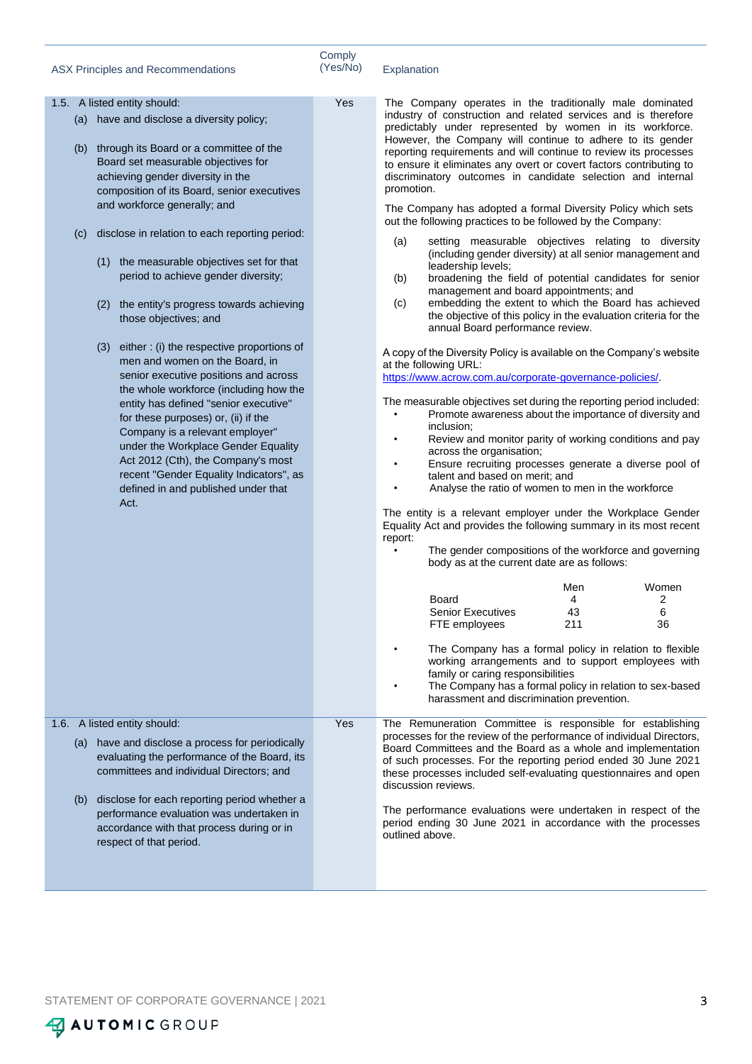| ASX Principles and Recommendations | Comply (Yes/No) | Explanation |
|---|---|---|
| 1.5. A listed entity should:<br>(a) have and disclose a diversity policy;<br>(b) through its Board or a committee of the Board set measurable objectives for achieving gender diversity in the composition of its Board, senior executives and workforce generally; and<br>(c) disclose in relation to each reporting period:<br>(1) the measurable objectives set for that period to achieve gender diversity;<br>(2) the entity's progress towards achieving those objectives; and<br>(3) either : (i) the respective proportions of men and women on the Board, in senior executive positions and across the whole workforce (including how the entity has defined "senior executive" for these purposes) or, (ii) if the Company is a relevant employer" under the Workplace Gender Equality Act 2012 (Cth), the Company's most recent "Gender Equality Indicators", as defined in and published under that Act. | Yes | The Company operates in the traditionally male dominated industry of construction and related services and is therefore predictably under represented by women in its workforce. However, the Company will continue to adhere to its gender reporting requirements and will continue to review its processes to ensure it eliminates any overt or covert factors contributing to discriminatory outcomes in candidate selection and internal promotion.<br><br>The Company has adopted a formal Diversity Policy which sets out the following practices to be followed by the Company:<br>(a) setting measurable objectives relating to diversity (including gender diversity) at all senior management and leadership levels;<br>(b) broadening the field of potential candidates for senior management and board appointments; and<br>(c) embedding the extent to which the Board has achieved the objective of this policy in the evaluation criteria for the annual Board performance review.<br><br>A copy of the Diversity Policy is available on the Company's website at the following URL: https://www.acrow.com.au/corporate-governance-policies/.<br><br>The measurable objectives set during the reporting period included:<br>• Promote awareness about the importance of diversity and inclusion;<br>• Review and monitor parity of working conditions and pay across the organisation;<br>• Ensure recruiting processes generate a diverse pool of talent and based on merit; and<br>• Analyse the ratio of women to men in the workforce<br><br>The entity is a relevant employer under the Workplace Gender Equality Act and provides the following summary in its most recent report:<br>• The gender compositions of the workforce and governing body as at the current date are as follows:<br><br>(Men / Women)<br>Board: 4 / 2<br>Senior Executives: 43 / 6<br>FTE employees: 211 / 36<br><br>• The Company has a formal policy in relation to flexible working arrangements and to support employees with family or caring responsibilities<br>• The Company has a formal policy in relation to sex-based harassment and discrimination prevention. |
| 1.6. A listed entity should:<br>(a) have and disclose a process for periodically evaluating the performance of the Board, its committees and individual Directors; and<br>(b) disclose for each reporting period whether a performance evaluation was undertaken in accordance with that process during or in respect of that period. | Yes | The Remuneration Committee is responsible for establishing processes for the review of the performance of individual Directors, Board Committees and the Board as a whole and implementation of such processes. For the reporting period ended 30 June 2021 these processes included self-evaluating questionnaires and open discussion reviews.<br><br>The performance evaluations were undertaken in respect of the period ending 30 June 2021 in accordance with the processes outlined above. |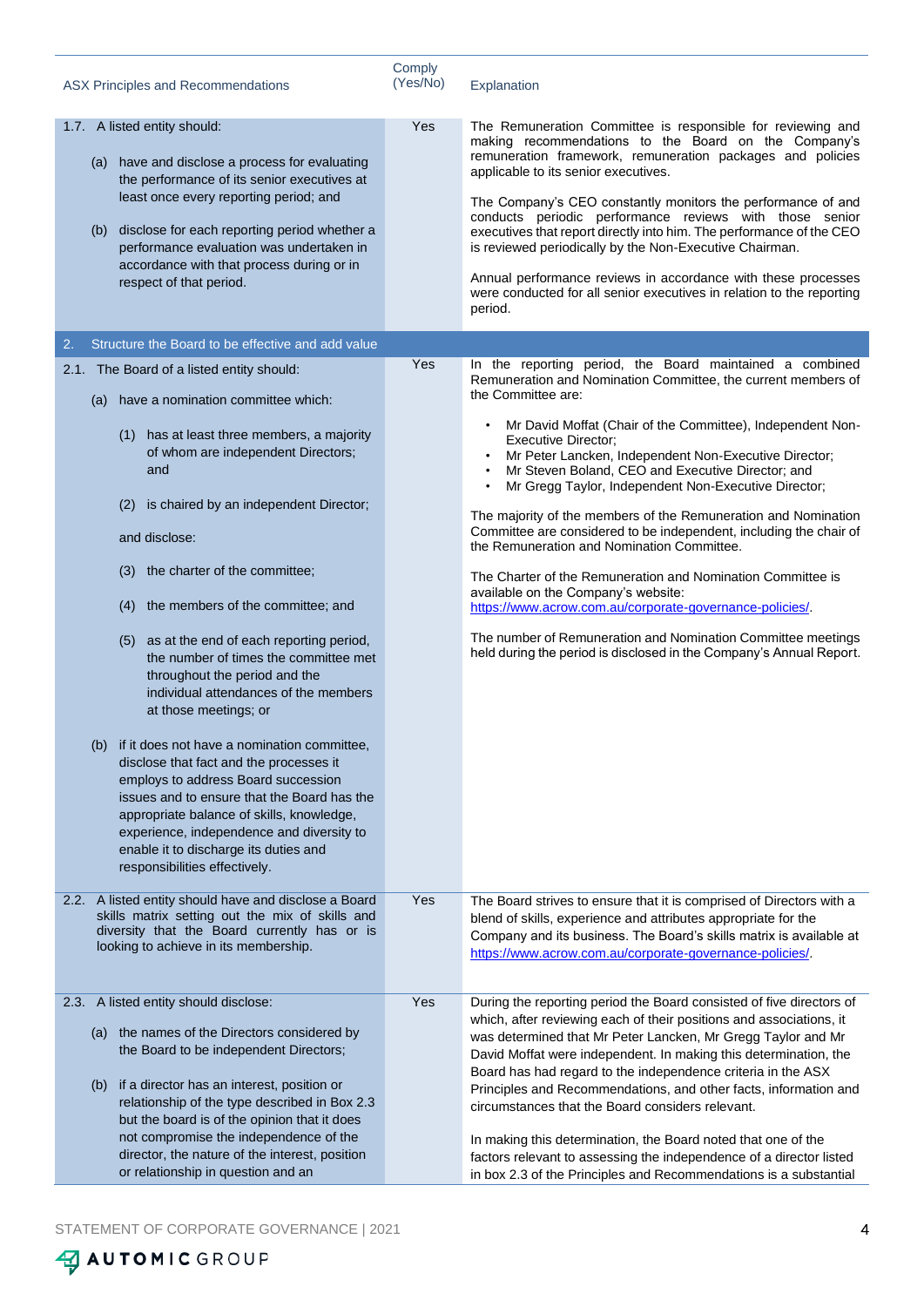| ASX Principles and Recommendations | Comply (Yes/No) | Explanation |
|---|---|---|
| 1.7. A listed entity should:<br><br>(a) have and disclose a process for evaluating the performance of its senior executives at least once every reporting period; and<br><br>(b) disclose for each reporting period whether a performance evaluation was undertaken in accordance with that process during or in respect of that period. | Yes | The Remuneration Committee is responsible for reviewing and making recommendations to the Board on the Company's remuneration framework, remuneration packages and policies applicable to its senior executives.<br><br>The Company's CEO constantly monitors the performance of and conducts periodic performance reviews with those senior executives that report directly into him. The performance of the CEO is reviewed periodically by the Non-Executive Chairman.<br><br>Annual performance reviews in accordance with these processes were conducted for all senior executives in relation to the reporting period. |
| **2. Structure the Board to be effective and add value** | | |
| 2.1. The Board of a listed entity should:<br><br>(a) have a nomination committee which:<br><br>(1) has at least three members, a majority of whom are independent Directors; and<br><br>(2) is chaired by an independent Director;<br><br>and disclose:<br><br>(3) the charter of the committee;<br><br>(4) the members of the committee; and<br><br>(5) as at the end of each reporting period, the number of times the committee met throughout the period and the individual attendances of the members at those meetings; or<br><br>(b) if it does not have a nomination committee, disclose that fact and the processes it employs to address Board succession issues and to ensure that the Board has the appropriate balance of skills, knowledge, experience, independence and diversity to enable it to discharge its duties and responsibilities effectively. | Yes | In the reporting period, the Board maintained a combined Remuneration and Nomination Committee, the current members of the Committee are:<br><br>• Mr David Moffat (Chair of the Committee), Independent Non-Executive Director;<br>• Mr Peter Lancken, Independent Non-Executive Director;<br>• Mr Steven Boland, CEO and Executive Director; and<br>• Mr Gregg Taylor, Independent Non-Executive Director;<br><br>The majority of the members of the Remuneration and Nomination Committee are considered to be independent, including the chair of the Remuneration and Nomination Committee.<br><br>The Charter of the Remuneration and Nomination Committee is available on the Company's website: https://www.acrow.com.au/corporate-governance-policies/.<br><br>The number of Remuneration and Nomination Committee meetings held during the period is disclosed in the Company's Annual Report. |
| 2.2. A listed entity should have and disclose a Board skills matrix setting out the mix of skills and diversity that the Board currently has or is looking to achieve in its membership. | Yes | The Board strives to ensure that it is comprised of Directors with a blend of skills, experience and attributes appropriate for the Company and its business. The Board's skills matrix is available at https://www.acrow.com.au/corporate-governance-policies/. |
| 2.3. A listed entity should disclose:<br><br>(a) the names of the Directors considered by the Board to be independent Directors;<br><br>(b) if a director has an interest, position or relationship of the type described in Box 2.3 but the board is of the opinion that it does not compromise the independence of the director, the nature of the interest, position or relationship in question and an | Yes | During the reporting period the Board consisted of five directors of which, after reviewing each of their positions and associations, it was determined that Mr Peter Lancken, Mr Gregg Taylor and Mr David Moffat were independent. In making this determination, the Board has had regard to the independence criteria in the ASX Principles and Recommendations, and other facts, information and circumstances that the Board considers relevant.<br><br>In making this determination, the Board noted that one of the factors relevant to assessing the independence of a director listed in box 2.3 of the Principles and Recommendations is a substantial |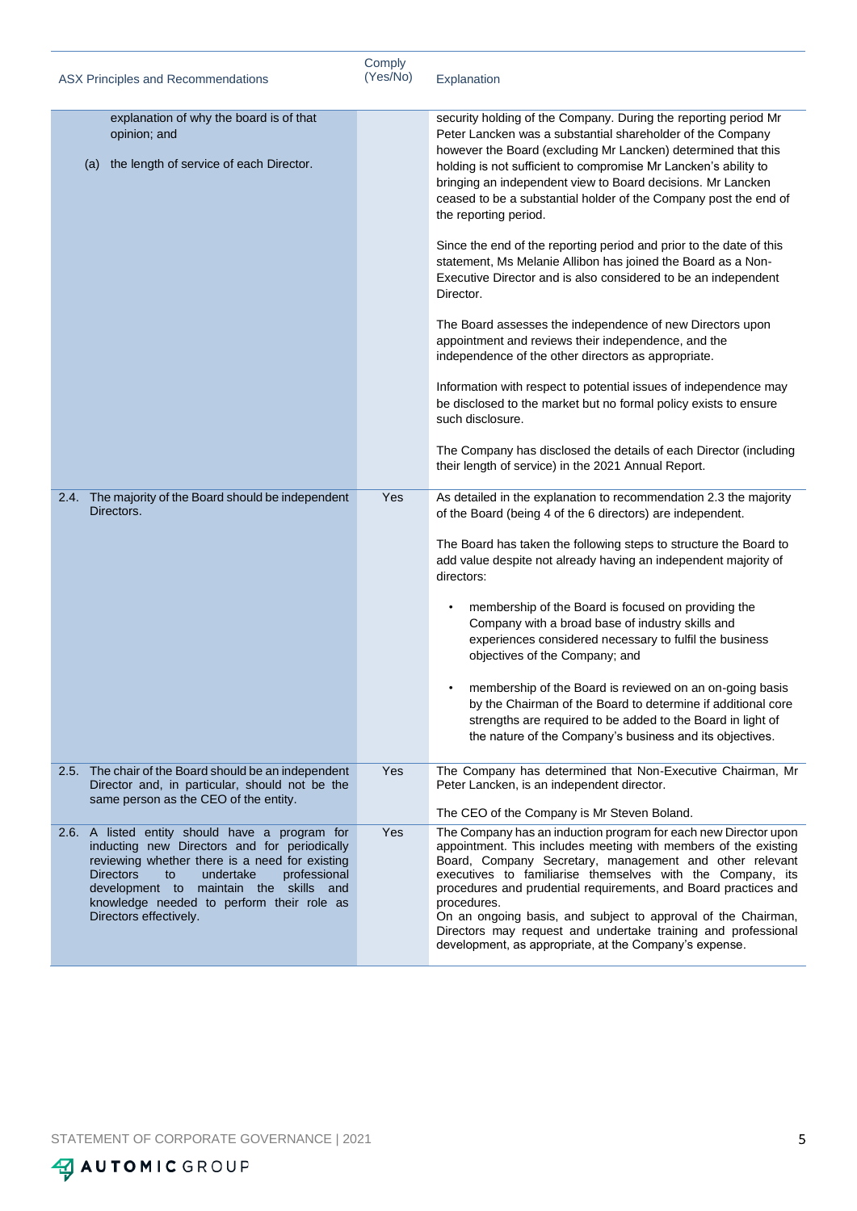| ASX Principles and Recommendations | Comply (Yes/No) | Explanation |
|---|---|---|
| explanation of why the board is of that opinion; and<br><br>(a) the length of service of each Director. | | security holding of the Company. During the reporting period Mr Peter Lancken was a substantial shareholder of the Company however the Board (excluding Mr Lancken) determined that this holding is not sufficient to compromise Mr Lancken's ability to bringing an independent view to Board decisions. Mr Lancken ceased to be a substantial holder of the Company post the end of the reporting period.<br><br>Since the end of the reporting period and prior to the date of this statement, Ms Melanie Allibon has joined the Board as a Non-Executive Director and is also considered to be an independent Director.<br><br>The Board assesses the independence of new Directors upon appointment and reviews their independence, and the independence of the other directors as appropriate.<br><br>Information with respect to potential issues of independence may be disclosed to the market but no formal policy exists to ensure such disclosure.<br><br>The Company has disclosed the details of each Director (including their length of service) in the 2021 Annual Report. |
| 2.4. The majority of the Board should be independent Directors. | Yes | As detailed in the explanation to recommendation 2.3 the majority of the Board (being 4 of the 6 directors) are independent.<br><br>The Board has taken the following steps to structure the Board to add value despite not already having an independent majority of directors:<br><br>• membership of the Board is focused on providing the Company with a broad base of industry skills and experiences considered necessary to fulfil the business objectives of the Company; and<br><br>• membership of the Board is reviewed on an on-going basis by the Chairman of the Board to determine if additional core strengths are required to be added to the Board in light of the nature of the Company's business and its objectives. |
| 2.5. The chair of the Board should be an independent Director and, in particular, should not be the same person as the CEO of the entity. | Yes | The Company has determined that Non-Executive Chairman, Mr Peter Lancken, is an independent director.<br><br>The CEO of the Company is Mr Steven Boland. |
| 2.6. A listed entity should have a program for inducting new Directors and for periodically reviewing whether there is a need for existing Directors to undertake professional development to maintain the skills and knowledge needed to perform their role as Directors effectively. | Yes | The Company has an induction program for each new Director upon appointment. This includes meeting with members of the existing Board, Company Secretary, management and other relevant executives to familiarise themselves with the Company, its procedures and prudential requirements, and Board practices and procedures.<br>On an ongoing basis, and subject to approval of the Chairman, Directors may request and undertake training and professional development, as appropriate, at the Company's expense. |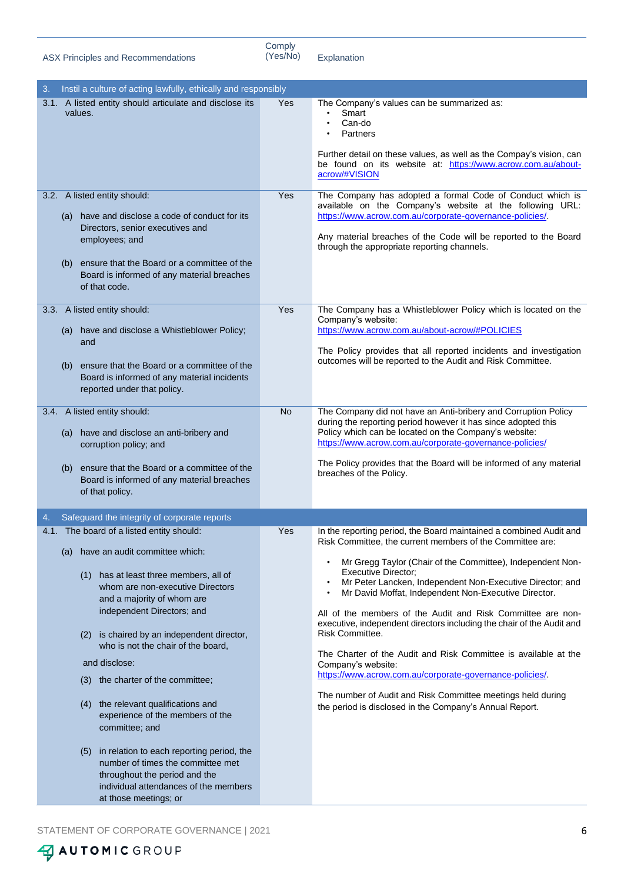| ASX Principles and Recommendations | Comply (Yes/No) | Explanation |
|---|---|---|
| **3. Instil a culture of acting lawfully, ethically and responsibly** | | |
| 3.1. A listed entity should articulate and disclose its values. | Yes | The Company's values can be summarized as: <br>• Smart <br>• Can-do <br>• Partners <br><br>Further detail on these values, as well as the Compay's vision, can be found on its website at: https://www.acrow.com.au/about-acrow/#VISION |
| 3.2. A listed entity should: <br><br>(a) have and disclose a code of conduct for its Directors, senior executives and employees; and <br><br>(b) ensure that the Board or a committee of the Board is informed of any material breaches of that code. | Yes | The Company has adopted a formal Code of Conduct which is available on the Company's website at the following URL: https://www.acrow.com.au/corporate-governance-policies/. <br><br>Any material breaches of the Code will be reported to the Board through the appropriate reporting channels. |
| 3.3. A listed entity should: <br><br>(a) have and disclose a Whistleblower Policy; and <br><br>(b) ensure that the Board or a committee of the Board is informed of any material incidents reported under that policy. | Yes | The Company has a Whistleblower Policy which is located on the Company's website: https://www.acrow.com.au/about-acrow/#POLICIES <br><br>The Policy provides that all reported incidents and investigation outcomes will be reported to the Audit and Risk Committee. |
| 3.4. A listed entity should: <br><br>(a) have and disclose an anti-bribery and corruption policy; and <br><br>(b) ensure that the Board or a committee of the Board is informed of any material breaches of that policy. | No | The Company did not have an Anti-bribery and Corruption Policy during the reporting period however it has since adopted this Policy which can be located on the Company's website: https://www.acrow.com.au/corporate-governance-policies/ <br><br>The Policy provides that the Board will be informed of any material breaches of the Policy. |
| **4. Safeguard the integrity of corporate reports** | | |
| 4.1. The board of a listed entity should: <br><br>(a) have an audit committee which: <br><br>(1) has at least three members, all of whom are non-executive Directors and a majority of whom are independent Directors; and <br><br>(2) is chaired by an independent director, who is not the chair of the board, <br><br>and disclose: <br><br>(3) the charter of the committee; <br><br>(4) the relevant qualifications and experience of the members of the committee; and <br><br>(5) in relation to each reporting period, the number of times the committee met throughout the period and the individual attendances of the members at those meetings; or | Yes | In the reporting period, the Board maintained a combined Audit and Risk Committee, the current members of the Committee are: <br><br>• Mr Gregg Taylor (Chair of the Committee), Independent Non-Executive Director; <br>• Mr Peter Lancken, Independent Non-Executive Director; and <br>• Mr David Moffat, Independent Non-Executive Director. <br><br>All of the members of the Audit and Risk Committee are non-executive, independent directors including the chair of the Audit and Risk Committee. <br><br>The Charter of the Audit and Risk Committee is available at the Company's website: https://www.acrow.com.au/corporate-governance-policies/. <br><br>The number of Audit and Risk Committee meetings held during the period is disclosed in the Company's Annual Report. |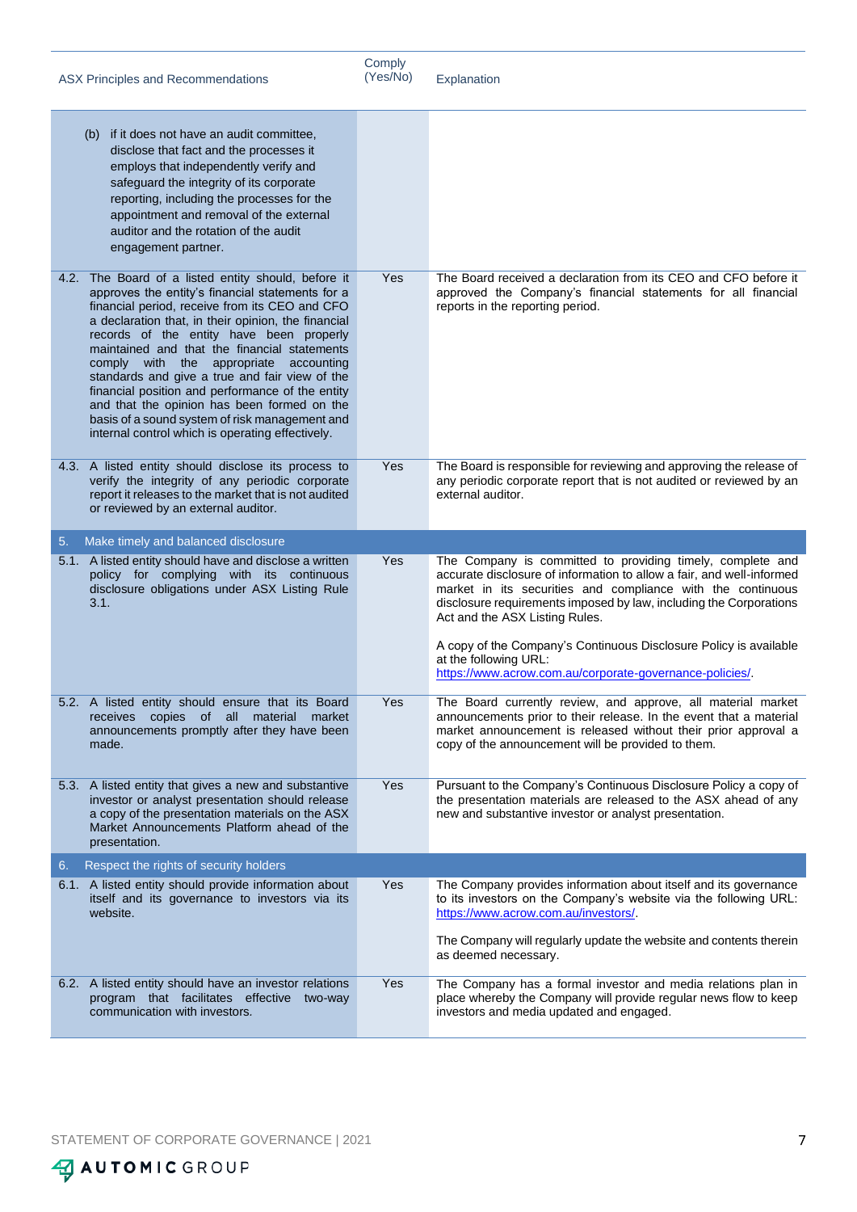| ASX Principles and Recommendations | Comply (Yes/No) | Explanation |
|---|---|---|
| (b) if it does not have an audit committee, disclose that fact and the processes it employs that independently verify and safeguard the integrity of its corporate reporting, including the processes for the appointment and removal of the external auditor and the rotation of the audit engagement partner. | | |
| 4.2. The Board of a listed entity should, before it approves the entity's financial statements for a financial period, receive from its CEO and CFO a declaration that, in their opinion, the financial records of the entity have been properly maintained and that the financial statements comply with the appropriate accounting standards and give a true and fair view of the financial position and performance of the entity and that the opinion has been formed on the basis of a sound system of risk management and internal control which is operating effectively. | Yes | The Board received a declaration from its CEO and CFO before it approved the Company's financial statements for all financial reports in the reporting period. |
| 4.3. A listed entity should disclose its process to verify the integrity of any periodic corporate report it releases to the market that is not audited or reviewed by an external auditor. | Yes | The Board is responsible for reviewing and approving the release of any periodic corporate report that is not audited or reviewed by an external auditor. |
| **5. Make timely and balanced disclosure** | | |
| 5.1. A listed entity should have and disclose a written policy for complying with its continuous disclosure obligations under ASX Listing Rule 3.1. | Yes | The Company is committed to providing timely, complete and accurate disclosure of information to allow a fair, and well-informed market in its securities and compliance with the continuous disclosure requirements imposed by law, including the Corporations Act and the ASX Listing Rules.<br><br>A copy of the Company's Continuous Disclosure Policy is available at the following URL: https://www.acrow.com.au/corporate-governance-policies/. |
| 5.2. A listed entity should ensure that its Board receives copies of all material market announcements promptly after they have been made. | Yes | The Board currently review, and approve, all material market announcements prior to their release. In the event that a material market announcement is released without their prior approval a copy of the announcement will be provided to them. |
| 5.3. A listed entity that gives a new and substantive investor or analyst presentation should release a copy of the presentation materials on the ASX Market Announcements Platform ahead of the presentation. | Yes | Pursuant to the Company's Continuous Disclosure Policy a copy of the presentation materials are released to the ASX ahead of any new and substantive investor or analyst presentation. |
| **6. Respect the rights of security holders** | | |
| 6.1. A listed entity should provide information about itself and its governance to investors via its website. | Yes | The Company provides information about itself and its governance to its investors on the Company's website via the following URL: https://www.acrow.com.au/investors/.<br><br>The Company will regularly update the website and contents therein as deemed necessary. |
| 6.2. A listed entity should have an investor relations program that facilitates effective two-way communication with investors. | Yes | The Company has a formal investor and media relations plan in place whereby the Company will provide regular news flow to keep investors and media updated and engaged. |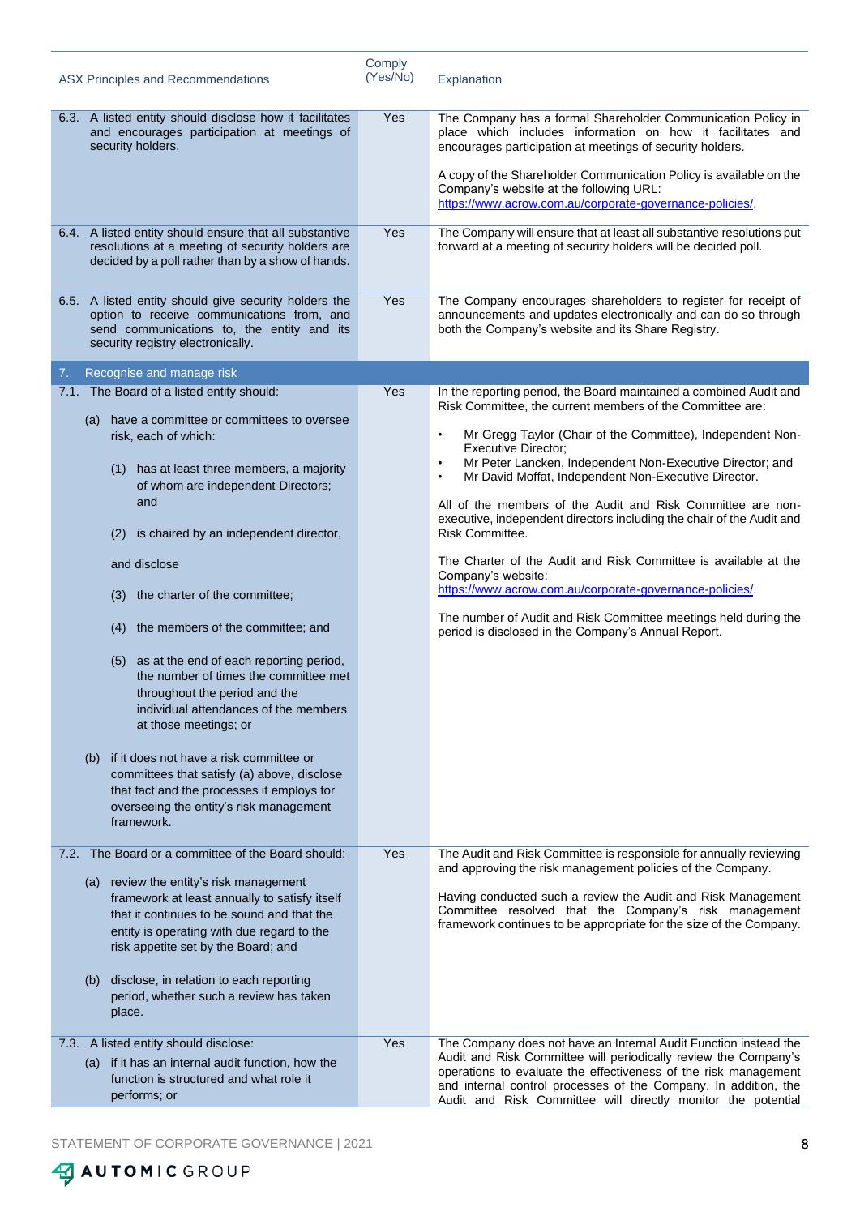| ASX Principles and Recommendations | Comply (Yes/No) | Explanation |
|---|---|---|
| 6.3. A listed entity should disclose how it facilitates and encourages participation at meetings of security holders. | Yes | The Company has a formal Shareholder Communication Policy in place which includes information on how it facilitates and encourages participation at meetings of security holders.<br><br>A copy of the Shareholder Communication Policy is available on the Company's website at the following URL: https://www.acrow.com.au/corporate-governance-policies/. |
| 6.4. A listed entity should ensure that all substantive resolutions at a meeting of security holders are decided by a poll rather than by a show of hands. | Yes | The Company will ensure that at least all substantive resolutions put forward at a meeting of security holders will be decided poll. |
| 6.5. A listed entity should give security holders the option to receive communications from, and send communications to, the entity and its security registry electronically. | Yes | The Company encourages shareholders to register for receipt of announcements and updates electronically and can do so through both the Company's website and its Share Registry. |
| **7. Recognise and manage risk** | | |
| 7.1. The Board of a listed entity should:<br><br>(a) have a committee or committees to oversee risk, each of which:<br><br>(1) has at least three members, a majority of whom are independent Directors; and<br><br>(2) is chaired by an independent director,<br><br>and disclose<br><br>(3) the charter of the committee;<br><br>(4) the members of the committee; and<br><br>(5) as at the end of each reporting period, the number of times the committee met throughout the period and the individual attendances of the members at those meetings; or<br><br>(b) if it does not have a risk committee or committees that satisfy (a) above, disclose that fact and the processes it employs for overseeing the entity's risk management framework. | Yes | In the reporting period, the Board maintained a combined Audit and Risk Committee, the current members of the Committee are:<br><br>• Mr Gregg Taylor (Chair of the Committee), Independent Non-Executive Director;<br>• Mr Peter Lancken, Independent Non-Executive Director; and<br>• Mr David Moffat, Independent Non-Executive Director.<br><br>All of the members of the Audit and Risk Committee are non-executive, independent directors including the chair of the Audit and Risk Committee.<br><br>The Charter of the Audit and Risk Committee is available at the Company's website: https://www.acrow.com.au/corporate-governance-policies/.<br><br>The number of Audit and Risk Committee meetings held during the period is disclosed in the Company's Annual Report. |
| 7.2. The Board or a committee of the Board should:<br><br>(a) review the entity's risk management framework at least annually to satisfy itself that it continues to be sound and that the entity is operating with due regard to the risk appetite set by the Board; and<br><br>(b) disclose, in relation to each reporting period, whether such a review has taken place. | Yes | The Audit and Risk Committee is responsible for annually reviewing and approving the risk management policies of the Company.<br><br>Having conducted such a review the Audit and Risk Management Committee resolved that the Company's risk management framework continues to be appropriate for the size of the Company. |
| 7.3. A listed entity should disclose:<br>(a) if it has an internal audit function, how the function is structured and what role it performs; or | Yes | The Company does not have an Internal Audit Function instead the Audit and Risk Committee will periodically review the Company's operations to evaluate the effectiveness of the risk management and internal control processes of the Company. In addition, the Audit and Risk Committee will directly monitor the potential |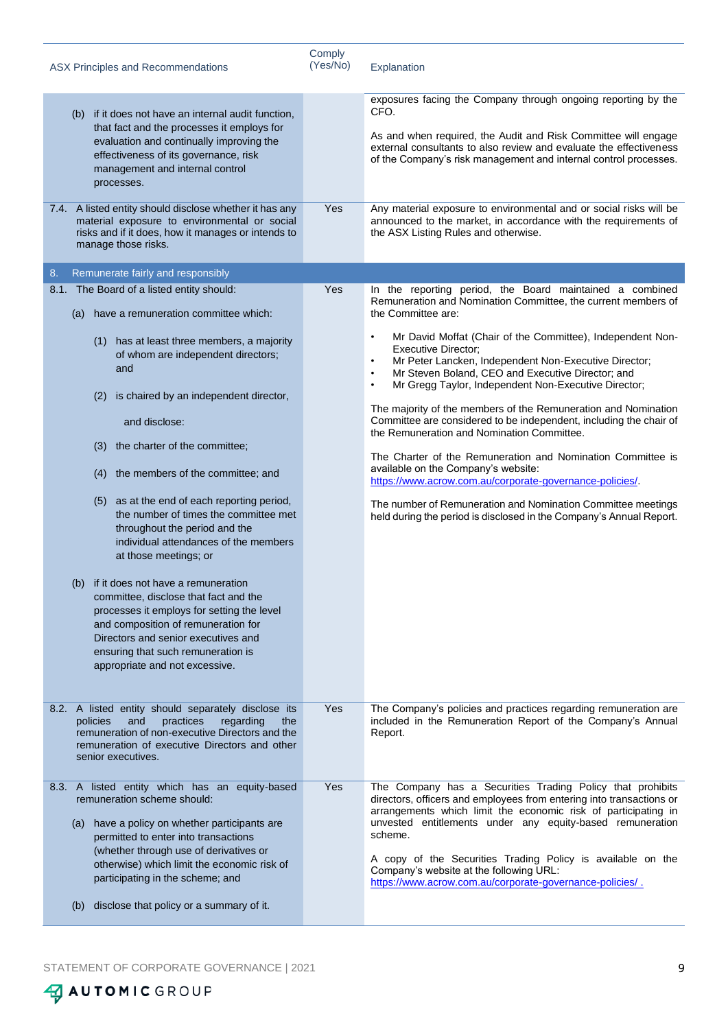| ASX Principles and Recommendations | Comply (Yes/No) | Explanation |
| --- | --- | --- |
| (b) if it does not have an internal audit function, that fact and the processes it employs for evaluation and continually improving the effectiveness of its governance, risk management and internal control processes. | | exposures facing the Company through ongoing reporting by the CFO.<br><br>As and when required, the Audit and Risk Committee will engage external consultants to also review and evaluate the effectiveness of the Company's risk management and internal control processes. |
| 7.4. A listed entity should disclose whether it has any material exposure to environmental or social risks and if it does, how it manages or intends to manage those risks. | Yes | Any material exposure to environmental and or social risks will be announced to the market, in accordance with the requirements of the ASX Listing Rules and otherwise. |
| **8. Remunerate fairly and responsibly** | | |
| 8.1. The Board of a listed entity should:<br><br>(a) have a remuneration committee which:<br><br>(1) has at least three members, a majority of whom are independent directors; and<br><br>(2) is chaired by an independent director,<br><br>and disclose:<br><br>(3) the charter of the committee;<br><br>(4) the members of the committee; and<br><br>(5) as at the end of each reporting period, the number of times the committee met throughout the period and the individual attendances of the members at those meetings; or<br><br>(b) if it does not have a remuneration committee, disclose that fact and the processes it employs for setting the level and composition of remuneration for Directors and senior executives and ensuring that such remuneration is appropriate and not excessive. | Yes | In the reporting period, the Board maintained a combined Remuneration and Nomination Committee, the current members of the Committee are:<br><br>• Mr David Moffat (Chair of the Committee), Independent Non-Executive Director;<br>• Mr Peter Lancken, Independent Non-Executive Director;<br>• Mr Steven Boland, CEO and Executive Director; and<br>• Mr Gregg Taylor, Independent Non-Executive Director;<br><br>The majority of the members of the Remuneration and Nomination Committee are considered to be independent, including the chair of the Remuneration and Nomination Committee.<br><br>The Charter of the Remuneration and Nomination Committee is available on the Company's website: https://www.acrow.com.au/corporate-governance-policies/.<br><br>The number of Remuneration and Nomination Committee meetings held during the period is disclosed in the Company's Annual Report. |
| 8.2. A listed entity should separately disclose its policies and practices regarding the remuneration of non-executive Directors and the remuneration of executive Directors and other senior executives. | Yes | The Company's policies and practices regarding remuneration are included in the Remuneration Report of the Company's Annual Report. |
| 8.3. A listed entity which has an equity-based remuneration scheme should:<br><br>(a) have a policy on whether participants are permitted to enter into transactions (whether through use of derivatives or otherwise) which limit the economic risk of participating in the scheme; and<br><br>(b) disclose that policy or a summary of it. | Yes | The Company has a Securities Trading Policy that prohibits directors, officers and employees from entering into transactions or arrangements which limit the economic risk of participating in unvested entitlements under any equity-based remuneration scheme.<br><br>A copy of the Securities Trading Policy is available on the Company's website at the following URL: https://www.acrow.com.au/corporate-governance-policies/ . |